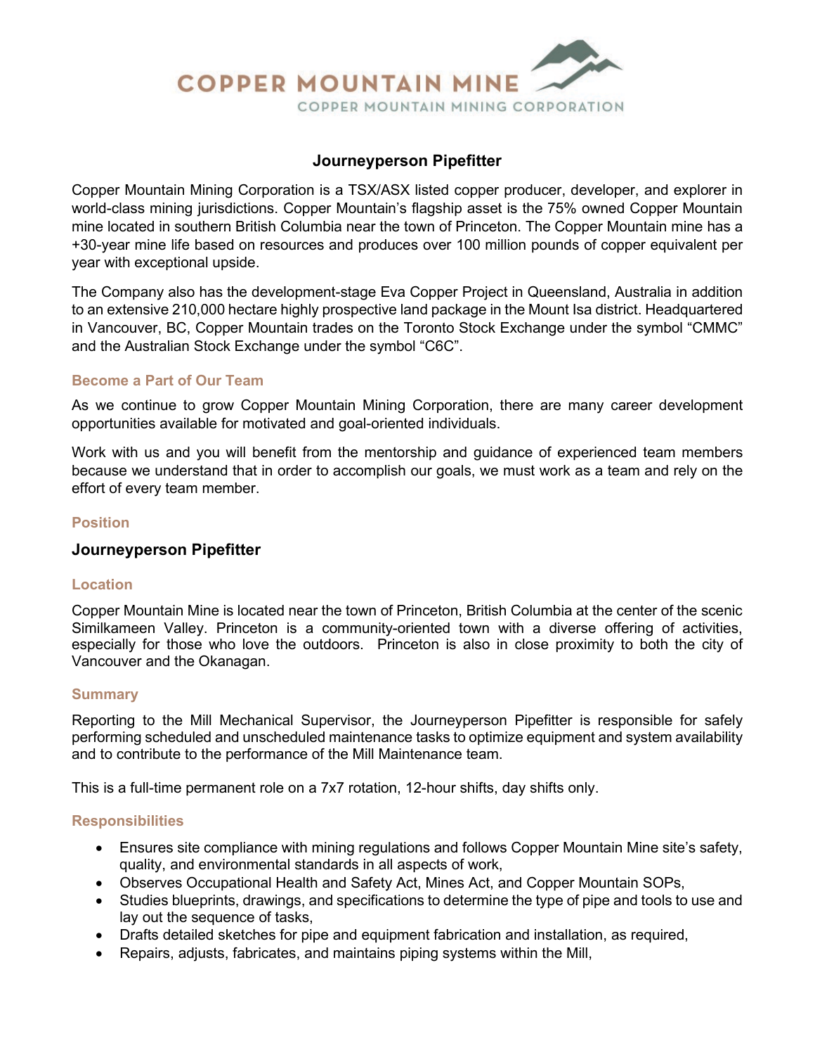# COPPER MOUNTAIN MINE

COPPER MOUNTAIN MINING CORPORATION

## Journeyperson Pipefitter

Copper Mountain Mining Corporation is a TSX/ASX listed copper producer, developer, and explorer in world-class mining jurisdictions. Copper Mountain's flagship asset is the 75% owned Copper Mountain mine located in southern British Columbia near the town of Princeton. The Copper Mountain mine has a +30-year mine life based on resources and produces over 100 million pounds of copper equivalent per year with exceptional upside.

The Company also has the development-stage Eva Copper Project in Queensland, Australia in addition to an extensive 210,000 hectare highly prospective land package in the Mount Isa district. Headquartered in Vancouver, BC, Copper Mountain trades on the Toronto Stock Exchange under the symbol "CMMC" and the Australian Stock Exchange under the symbol "C6C".

### Become a Part of Our Team

As we continue to grow Copper Mountain Mining Corporation, there are many career development opportunities available for motivated and goal-oriented individuals.

Work with us and you will benefit from the mentorship and guidance of experienced team members because we understand that in order to accomplish our goals, we must work as a team and rely on the effort of every team member.

### Position

**Journeyperson Pipefitter**

### Location

Copper Mountain Mine is located near the town of Princeton, British Columbia at the center of the scenic Similkameen Valley. Princeton is a community-oriented town with a diverse offering of activities, especially for those who love the outdoors. Princeton is also in close proximity to both the city of Vancouver and the Okanagan.

### Summary

Reporting to the Mill Mechanical Supervisor, the Journeyperson Pipefitter is responsible for safely performing scheduled and unscheduled maintenance tasks to optimize equipment and system availability and to contribute to the performance of the Mill Maintenance team.

This is a full-time permanent role on a 7x7 rotation, 12-hour shifts, day shifts only.

### Responsibilities

- Ensures site compliance with mining regulations and follows Copper Mountain Mine site's safety, quality, and environmental standards in all aspects of work,
- Observes Occupational Health and Safety Act, Mines Act, and Copper Mountain SOPs,
- Studies blueprints, drawings, and specifications to determine the type of pipe and tools to use and lay out the sequence of tasks,
- Drafts detailed sketches for pipe and equipment fabrication and installation, as required,
- Repairs, adjusts, fabricates, and maintains piping systems within the Mill,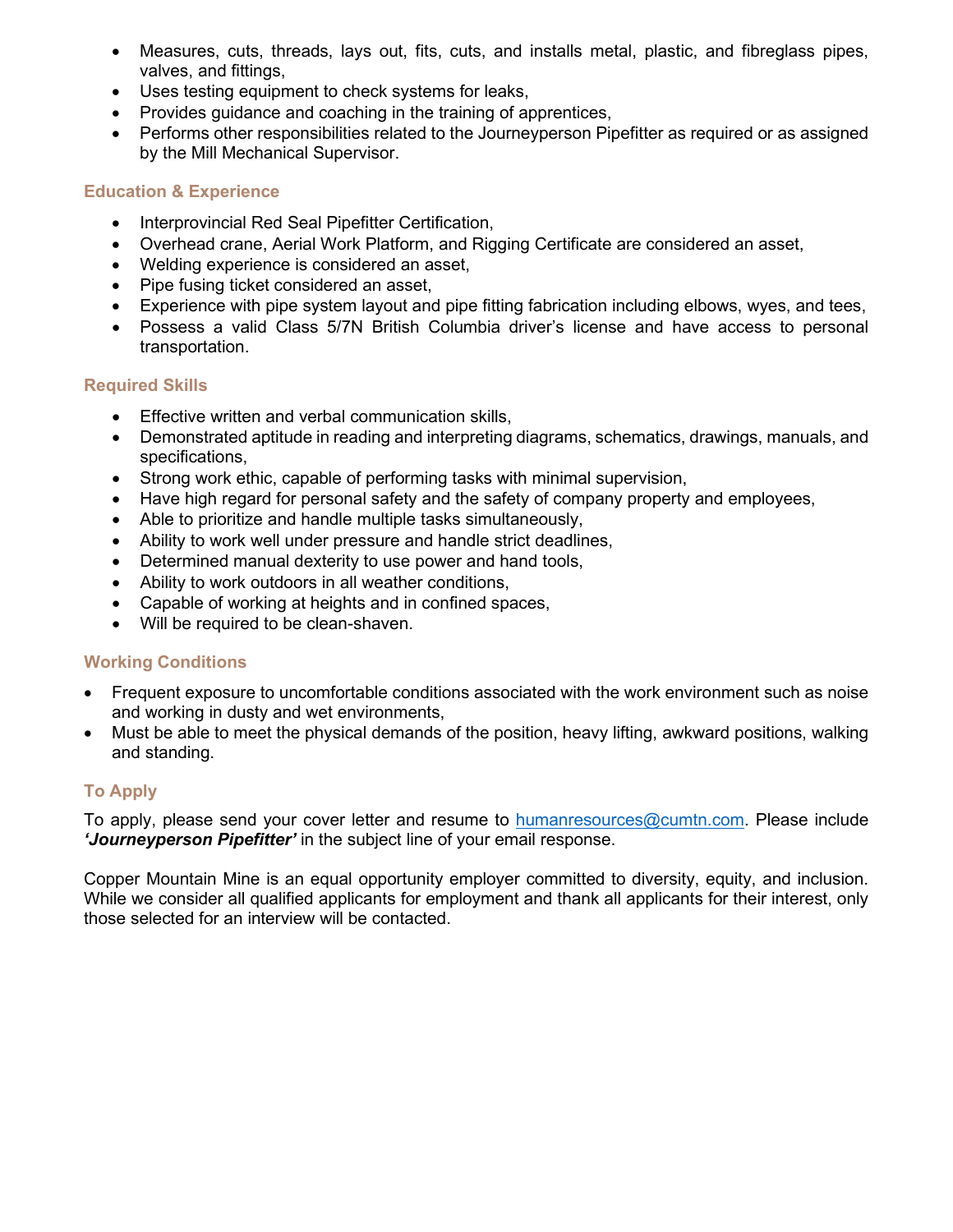- Measures, cuts, threads, lays out, fits, cuts, and installs metal, plastic, and fibreglass pipes, valves, and fittings,
- Uses testing equipment to check systems for leaks,
- Provides guidance and coaching in the training of apprentices,
- Performs other responsibilities related to the Journeyperson Pipefitter as required or as assigned by the Mill Mechanical Supervisor.

### Education & Experience

- Interprovincial Red Seal Pipefitter Certification,
- Overhead crane, Aerial Work Platform, and Rigging Certificate are considered an asset,
- Welding experience is considered an asset,
- Pipe fusing ticket considered an asset,
- Experience with pipe system layout and pipe fitting fabrication including elbows, wyes, and tees,
- Possess a valid Class 5/7N British Columbia driver's license and have access to personal transportation.

### Required Skills

- Effective written and verbal communication skills,
- Demonstrated aptitude in reading and interpreting diagrams, schematics, drawings, manuals, and specifications,
- Strong work ethic, capable of performing tasks with minimal supervision,
- Have high regard for personal safety and the safety of company property and employees,
- Able to prioritize and handle multiple tasks simultaneously,
- Ability to work well under pressure and handle strict deadlines,
- Determined manual dexterity to use power and hand tools,
- Ability to work outdoors in all weather conditions,
- Capable of working at heights and in confined spaces,
- Will be required to be clean-shaven.

### Working Conditions

- Frequent exposure to uncomfortable conditions associated with the work environment such as noise and working in dusty and wet environments,
- Must be able to meet the physical demands of the position, heavy lifting, awkward positions, walking and standing.

### To Apply

To apply, please send your cover letter and resume to humanresources@cumtn.com. Please include ***'Journeyperson Pipefitter'*** in the subject line of your email response.

Copper Mountain Mine is an equal opportunity employer committed to diversity, equity, and inclusion. While we consider all qualified applicants for employment and thank all applicants for their interest, only those selected for an interview will be contacted.